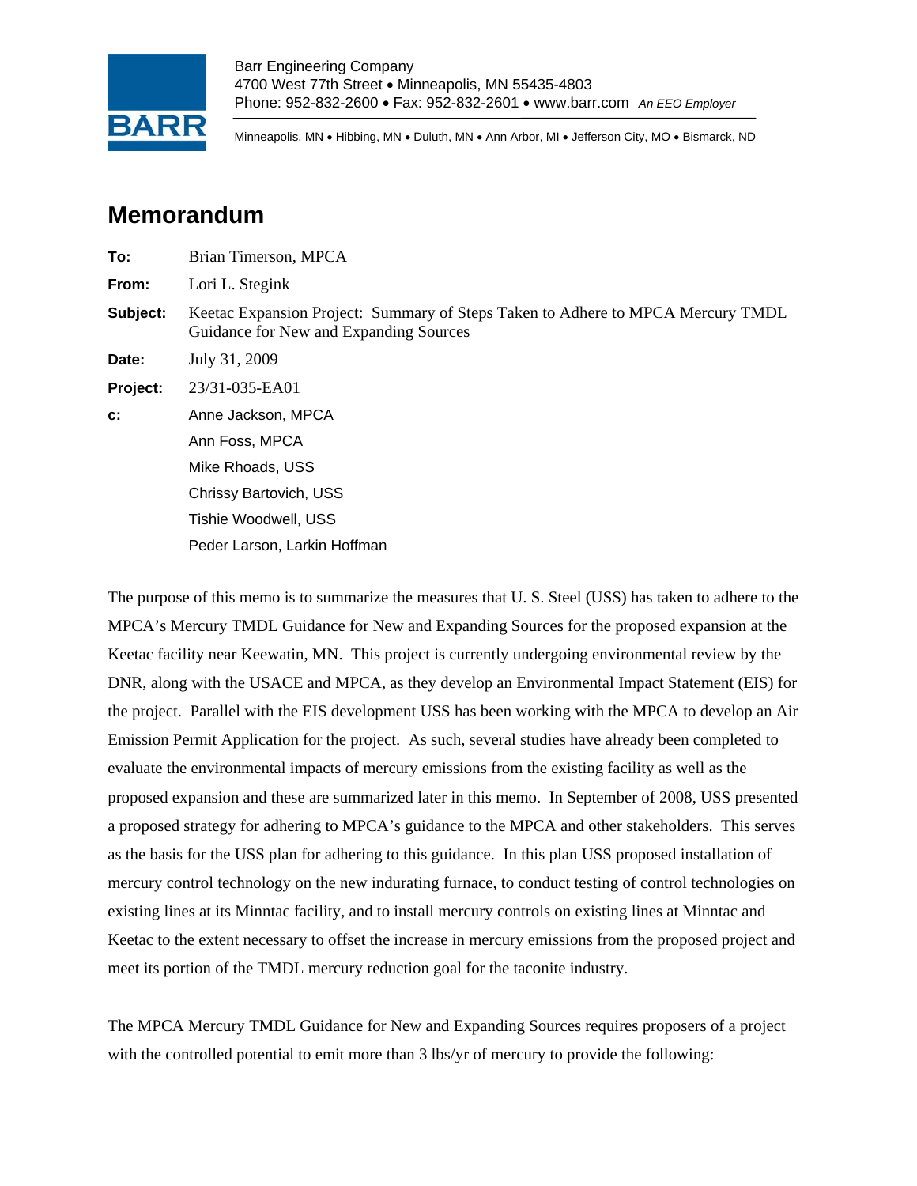Barr Engineering Company
4700 West 77th Street • Minneapolis, MN 55435-4803
Phone: 952-832-2600 • Fax: 952-832-2601 • www.barr.com *An EEO Employer*

Minneapolis, MN • Hibbing, MN • Duluth, MN • Ann Arbor, MI • Jefferson City, MO • Bismarck, ND

# Memorandum

**To:** Brian Timerson, MPCA

**From:** Lori L. Stegink

**Subject:** Keetac Expansion Project: Summary of Steps Taken to Adhere to MPCA Mercury TMDL Guidance for New and Expanding Sources

**Date:** July 31, 2009

**Project:** 23/31-035-EA01

**c:** Anne Jackson, MPCA
Ann Foss, MPCA
Mike Rhoads, USS
Chrissy Bartovich, USS
Tishie Woodwell, USS
Peder Larson, Larkin Hoffman

The purpose of this memo is to summarize the measures that U. S. Steel (USS) has taken to adhere to the MPCA's Mercury TMDL Guidance for New and Expanding Sources for the proposed expansion at the Keetac facility near Keewatin, MN. This project is currently undergoing environmental review by the DNR, along with the USACE and MPCA, as they develop an Environmental Impact Statement (EIS) for the project. Parallel with the EIS development USS has been working with the MPCA to develop an Air Emission Permit Application for the project. As such, several studies have already been completed to evaluate the environmental impacts of mercury emissions from the existing facility as well as the proposed expansion and these are summarized later in this memo. In September of 2008, USS presented a proposed strategy for adhering to MPCA's guidance to the MPCA and other stakeholders. This serves as the basis for the USS plan for adhering to this guidance. In this plan USS proposed installation of mercury control technology on the new indurating furnace, to conduct testing of control technologies on existing lines at its Minntac facility, and to install mercury controls on existing lines at Minntac and Keetac to the extent necessary to offset the increase in mercury emissions from the proposed project and meet its portion of the TMDL mercury reduction goal for the taconite industry.

The MPCA Mercury TMDL Guidance for New and Expanding Sources requires proposers of a project with the controlled potential to emit more than 3 lbs/yr of mercury to provide the following: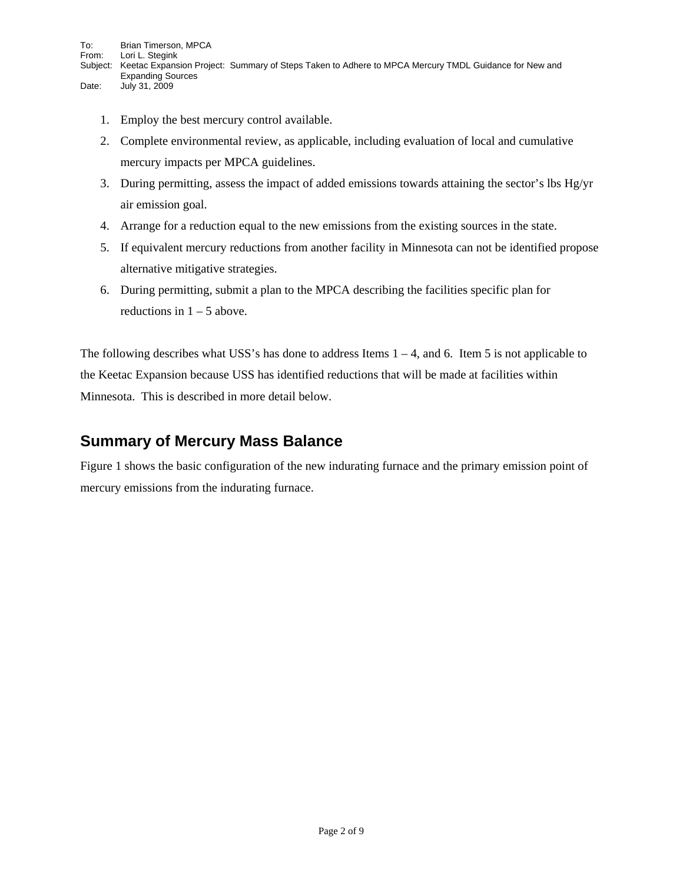To: Brian Timerson, MPCA
From: Lori L. Stegink
Subject: Keetac Expansion Project: Summary of Steps Taken to Adhere to MPCA Mercury TMDL Guidance for New and Expanding Sources
Date: July 31, 2009

1. Employ the best mercury control available.
2. Complete environmental review, as applicable, including evaluation of local and cumulative mercury impacts per MPCA guidelines.
3. During permitting, assess the impact of added emissions towards attaining the sector's lbs Hg/yr air emission goal.
4. Arrange for a reduction equal to the new emissions from the existing sources in the state.
5. If equivalent mercury reductions from another facility in Minnesota can not be identified propose alternative mitigative strategies.
6. During permitting, submit a plan to the MPCA describing the facilities specific plan for reductions in 1 – 5 above.

The following describes what USS's has done to address Items 1 – 4, and 6. Item 5 is not applicable to the Keetac Expansion because USS has identified reductions that will be made at facilities within Minnesota. This is described in more detail below.

## Summary of Mercury Mass Balance

Figure 1 shows the basic configuration of the new indurating furnace and the primary emission point of mercury emissions from the indurating furnace.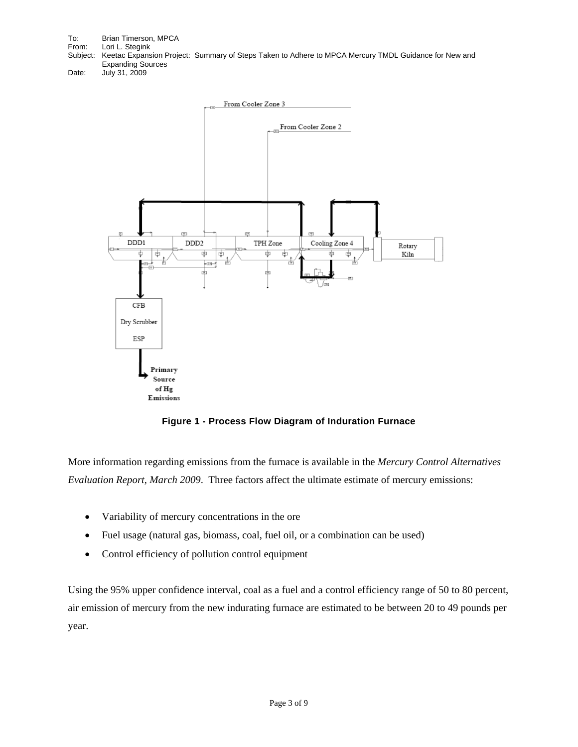To: Brian Timerson, MPCA
From: Lori L. Stegink
Subject: Keetac Expansion Project: Summary of Steps Taken to Adhere to MPCA Mercury TMDL Guidance for New and Expanding Sources
Date: July 31, 2009

**Figure 1 - Process Flow Diagram of Induration Furnace**

More information regarding emissions from the furnace is available in the *Mercury Control Alternatives Evaluation Report, March 2009*. Three factors affect the ultimate estimate of mercury emissions:

- Variability of mercury concentrations in the ore
- Fuel usage (natural gas, biomass, coal, fuel oil, or a combination can be used)
- Control efficiency of pollution control equipment

Using the 95% upper confidence interval, coal as a fuel and a control efficiency range of 50 to 80 percent, air emission of mercury from the new indurating furnace are estimated to be between 20 to 49 pounds per year.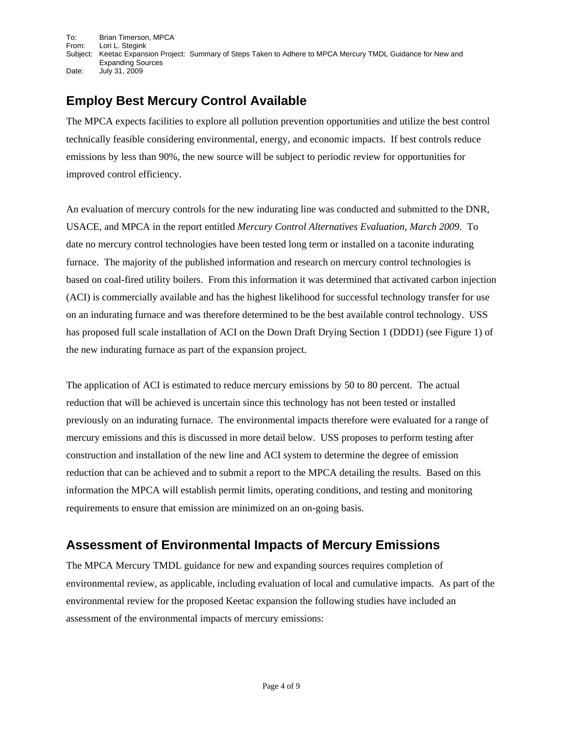To: Brian Timerson, MPCA
From: Lori L. Stegink
Subject: Keetac Expansion Project: Summary of Steps Taken to Adhere to MPCA Mercury TMDL Guidance for New and Expanding Sources
Date: July 31, 2009

## Employ Best Mercury Control Available

The MPCA expects facilities to explore all pollution prevention opportunities and utilize the best control technically feasible considering environmental, energy, and economic impacts. If best controls reduce emissions by less than 90%, the new source will be subject to periodic review for opportunities for improved control efficiency.

An evaluation of mercury controls for the new indurating line was conducted and submitted to the DNR, USACE, and MPCA in the report entitled *Mercury Control Alternatives Evaluation, March 2009*. To date no mercury control technologies have been tested long term or installed on a taconite indurating furnace. The majority of the published information and research on mercury control technologies is based on coal-fired utility boilers. From this information it was determined that activated carbon injection (ACI) is commercially available and has the highest likelihood for successful technology transfer for use on an indurating furnace and was therefore determined to be the best available control technology. USS has proposed full scale installation of ACI on the Down Draft Drying Section 1 (DDD1) (see Figure 1) of the new indurating furnace as part of the expansion project.

The application of ACI is estimated to reduce mercury emissions by 50 to 80 percent. The actual reduction that will be achieved is uncertain since this technology has not been tested or installed previously on an indurating furnace. The environmental impacts therefore were evaluated for a range of mercury emissions and this is discussed in more detail below. USS proposes to perform testing after construction and installation of the new line and ACI system to determine the degree of emission reduction that can be achieved and to submit a report to the MPCA detailing the results. Based on this information the MPCA will establish permit limits, operating conditions, and testing and monitoring requirements to ensure that emission are minimized on an on-going basis.

## Assessment of Environmental Impacts of Mercury Emissions

The MPCA Mercury TMDL guidance for new and expanding sources requires completion of environmental review, as applicable, including evaluation of local and cumulative impacts. As part of the environmental review for the proposed Keetac expansion the following studies have included an assessment of the environmental impacts of mercury emissions: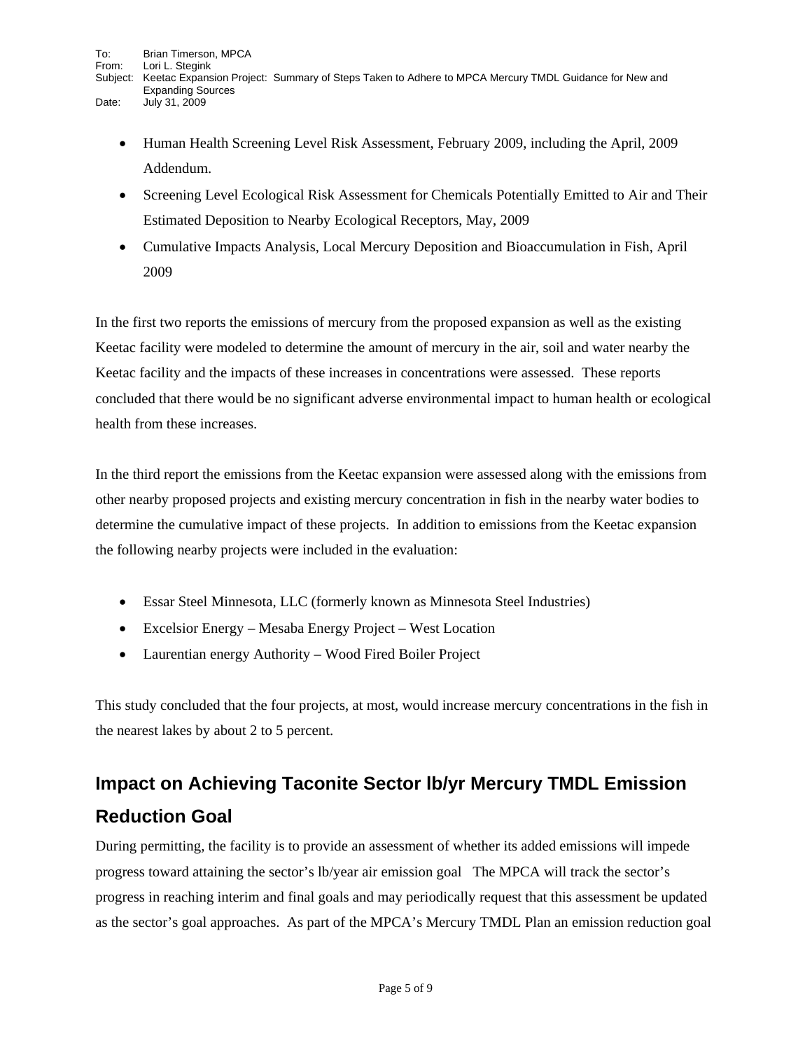- Human Health Screening Level Risk Assessment, February 2009, including the April, 2009 Addendum.
- Screening Level Ecological Risk Assessment for Chemicals Potentially Emitted to Air and Their Estimated Deposition to Nearby Ecological Receptors, May, 2009
- Cumulative Impacts Analysis, Local Mercury Deposition and Bioaccumulation in Fish, April 2009

In the first two reports the emissions of mercury from the proposed expansion as well as the existing Keetac facility were modeled to determine the amount of mercury in the air, soil and water nearby the Keetac facility and the impacts of these increases in concentrations were assessed. These reports concluded that there would be no significant adverse environmental impact to human health or ecological health from these increases.

In the third report the emissions from the Keetac expansion were assessed along with the emissions from other nearby proposed projects and existing mercury concentration in fish in the nearby water bodies to determine the cumulative impact of these projects. In addition to emissions from the Keetac expansion the following nearby projects were included in the evaluation:

- Essar Steel Minnesota, LLC (formerly known as Minnesota Steel Industries)
- Excelsior Energy – Mesaba Energy Project – West Location
- Laurentian energy Authority – Wood Fired Boiler Project

This study concluded that the four projects, at most, would increase mercury concentrations in the fish in the nearest lakes by about 2 to 5 percent.

## Impact on Achieving Taconite Sector lb/yr Mercury TMDL Emission Reduction Goal

During permitting, the facility is to provide an assessment of whether its added emissions will impede progress toward attaining the sector's lb/year air emission goal The MPCA will track the sector's progress in reaching interim and final goals and may periodically request that this assessment be updated as the sector's goal approaches. As part of the MPCA's Mercury TMDL Plan an emission reduction goal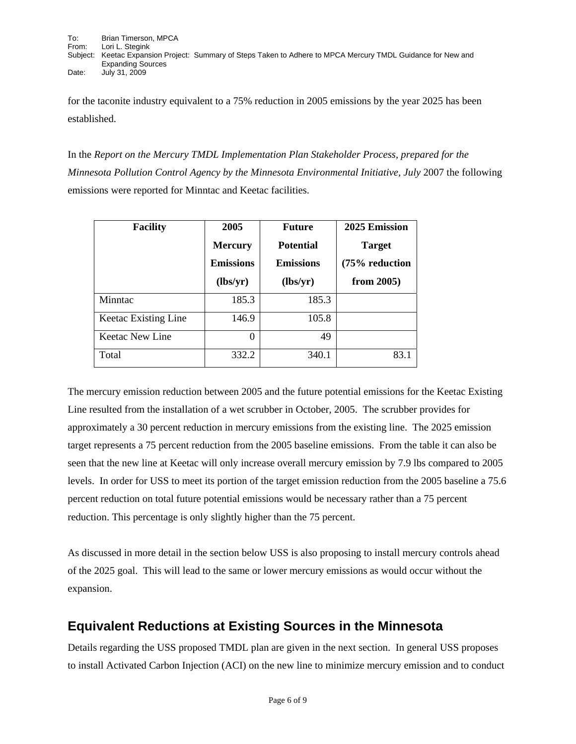for the taconite industry equivalent to a 75% reduction in 2005 emissions by the year 2025 has been established.

In the *Report on the Mercury TMDL Implementation Plan Stakeholder Process, prepared for the Minnesota Pollution Control Agency by the Minnesota Environmental Initiative, July* 2007 the following emissions were reported for Minntac and Keetac facilities.

| Facility | 2005 Mercury Emissions (lbs/yr) | Future Potential Emissions (lbs/yr) | 2025 Emission Target (75% reduction from 2005) |
|---|---|---|---|
| Minntac | 185.3 | 185.3 | |
| Keetac Existing Line | 146.9 | 105.8 | |
| Keetac New Line | 0 | 49 | |
| Total | 332.2 | 340.1 | 83.1 |

The mercury emission reduction between 2005 and the future potential emissions for the Keetac Existing Line resulted from the installation of a wet scrubber in October, 2005. The scrubber provides for approximately a 30 percent reduction in mercury emissions from the existing line. The 2025 emission target represents a 75 percent reduction from the 2005 baseline emissions. From the table it can also be seen that the new line at Keetac will only increase overall mercury emission by 7.9 lbs compared to 2005 levels. In order for USS to meet its portion of the target emission reduction from the 2005 baseline a 75.6 percent reduction on total future potential emissions would be necessary rather than a 75 percent reduction. This percentage is only slightly higher than the 75 percent.

As discussed in more detail in the section below USS is also proposing to install mercury controls ahead of the 2025 goal. This will lead to the same or lower mercury emissions as would occur without the expansion.

## Equivalent Reductions at Existing Sources in the Minnesota

Details regarding the USS proposed TMDL plan are given in the next section. In general USS proposes to install Activated Carbon Injection (ACI) on the new line to minimize mercury emission and to conduct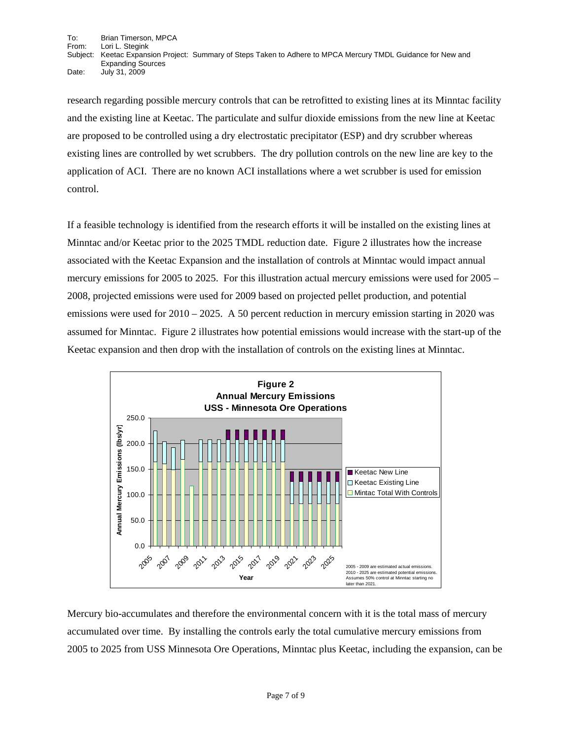research regarding possible mercury controls that can be retrofitted to existing lines at its Minntac facility and the existing line at Keetac. The particulate and sulfur dioxide emissions from the new line at Keetac are proposed to be controlled using a dry electrostatic precipitator (ESP) and dry scrubber whereas existing lines are controlled by wet scrubbers. The dry pollution controls on the new line are key to the application of ACI. There are no known ACI installations where a wet scrubber is used for emission control.

If a feasible technology is identified from the research efforts it will be installed on the existing lines at Minntac and/or Keetac prior to the 2025 TMDL reduction date. Figure 2 illustrates how the increase associated with the Keetac Expansion and the installation of controls at Minntac would impact annual mercury emissions for 2005 to 2025. For this illustration actual mercury emissions were used for 2005 – 2008, projected emissions were used for 2009 based on projected pellet production, and potential emissions were used for 2010 – 2025. A 50 percent reduction in mercury emission starting in 2020 was assumed for Minntac. Figure 2 illustrates how potential emissions would increase with the start-up of the Keetac expansion and then drop with the installation of controls on the existing lines at Minntac.

**Figure 2**
**Annual Mercury Emissions**
**USS - Minnesota Ore Operations**

2005 - 2009 are estimated actual emissions. 2010 - 2025 are estimated potential emissions. Assumes 50% control at Minntac starting no later than 2021.

Mercury bio-accumulates and therefore the environmental concern with it is the total mass of mercury accumulated over time. By installing the controls early the total cumulative mercury emissions from 2005 to 2025 from USS Minnesota Ore Operations, Minntac plus Keetac, including the expansion, can be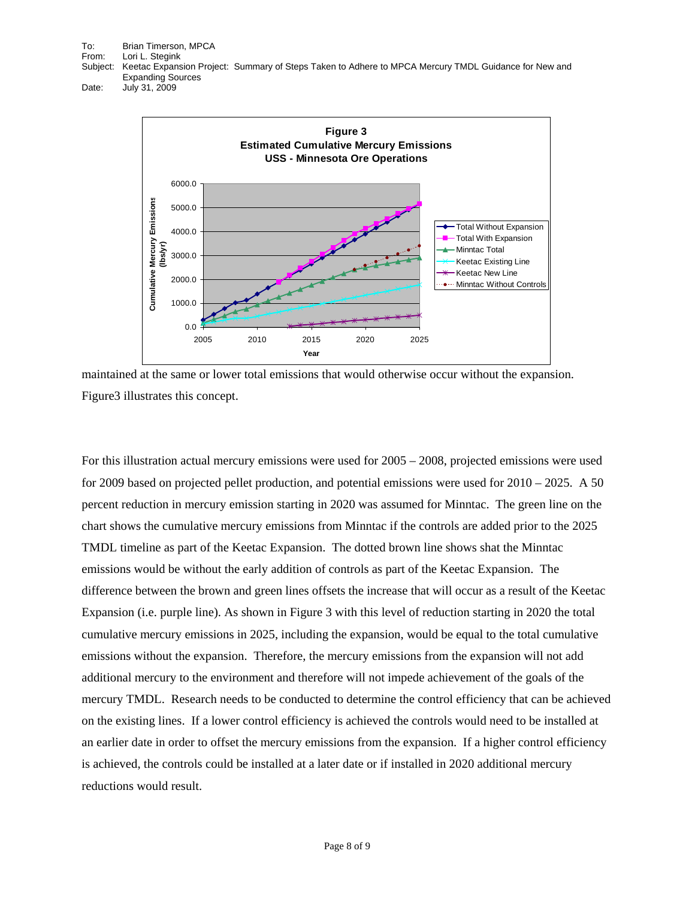**Figure 3**
**Estimated Cumulative Mercury Emissions**
**USS - Minnesota Ore Operations**

maintained at the same or lower total emissions that would otherwise occur without the expansion. Figure3 illustrates this concept.

For this illustration actual mercury emissions were used for 2005 – 2008, projected emissions were used for 2009 based on projected pellet production, and potential emissions were used for 2010 – 2025. A 50 percent reduction in mercury emission starting in 2020 was assumed for Minntac. The green line on the chart shows the cumulative mercury emissions from Minntac if the controls are added prior to the 2025 TMDL timeline as part of the Keetac Expansion. The dotted brown line shows shat the Minntac emissions would be without the early addition of controls as part of the Keetac Expansion. The difference between the brown and green lines offsets the increase that will occur as a result of the Keetac Expansion (i.e. purple line). As shown in Figure 3 with this level of reduction starting in 2020 the total cumulative mercury emissions in 2025, including the expansion, would be equal to the total cumulative emissions without the expansion. Therefore, the mercury emissions from the expansion will not add additional mercury to the environment and therefore will not impede achievement of the goals of the mercury TMDL. Research needs to be conducted to determine the control efficiency that can be achieved on the existing lines. If a lower control efficiency is achieved the controls would need to be installed at an earlier date in order to offset the mercury emissions from the expansion. If a higher control efficiency is achieved, the controls could be installed at a later date or if installed in 2020 additional mercury reductions would result.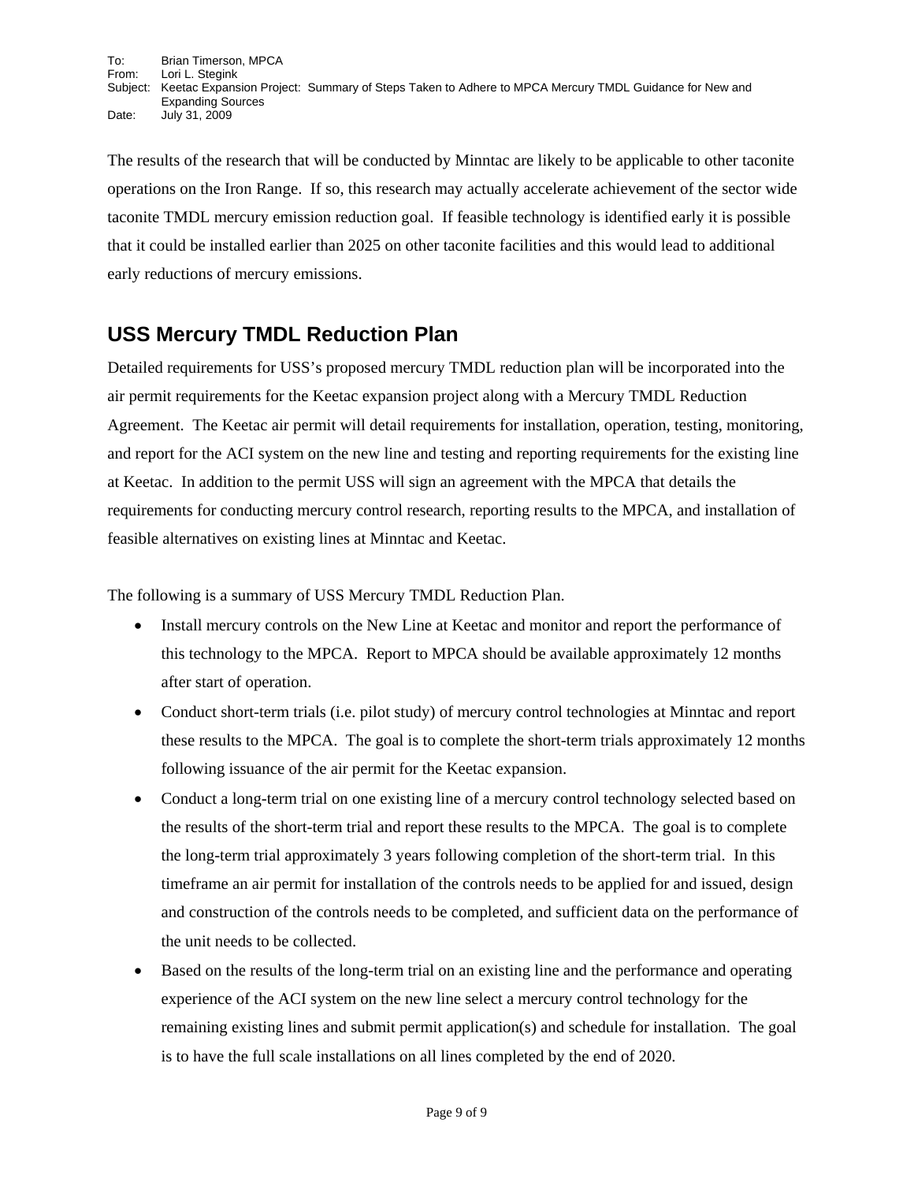The results of the research that will be conducted by Minntac are likely to be applicable to other taconite operations on the Iron Range. If so, this research may actually accelerate achievement of the sector wide taconite TMDL mercury emission reduction goal. If feasible technology is identified early it is possible that it could be installed earlier than 2025 on other taconite facilities and this would lead to additional early reductions of mercury emissions.

## USS Mercury TMDL Reduction Plan

Detailed requirements for USS's proposed mercury TMDL reduction plan will be incorporated into the air permit requirements for the Keetac expansion project along with a Mercury TMDL Reduction Agreement. The Keetac air permit will detail requirements for installation, operation, testing, monitoring, and report for the ACI system on the new line and testing and reporting requirements for the existing line at Keetac. In addition to the permit USS will sign an agreement with the MPCA that details the requirements for conducting mercury control research, reporting results to the MPCA, and installation of feasible alternatives on existing lines at Minntac and Keetac.

The following is a summary of USS Mercury TMDL Reduction Plan.

- Install mercury controls on the New Line at Keetac and monitor and report the performance of this technology to the MPCA. Report to MPCA should be available approximately 12 months after start of operation.
- Conduct short-term trials (i.e. pilot study) of mercury control technologies at Minntac and report these results to the MPCA. The goal is to complete the short-term trials approximately 12 months following issuance of the air permit for the Keetac expansion.
- Conduct a long-term trial on one existing line of a mercury control technology selected based on the results of the short-term trial and report these results to the MPCA. The goal is to complete the long-term trial approximately 3 years following completion of the short-term trial. In this timeframe an air permit for installation of the controls needs to be applied for and issued, design and construction of the controls needs to be completed, and sufficient data on the performance of the unit needs to be collected.
- Based on the results of the long-term trial on an existing line and the performance and operating experience of the ACI system on the new line select a mercury control technology for the remaining existing lines and submit permit application(s) and schedule for installation. The goal is to have the full scale installations on all lines completed by the end of 2020.